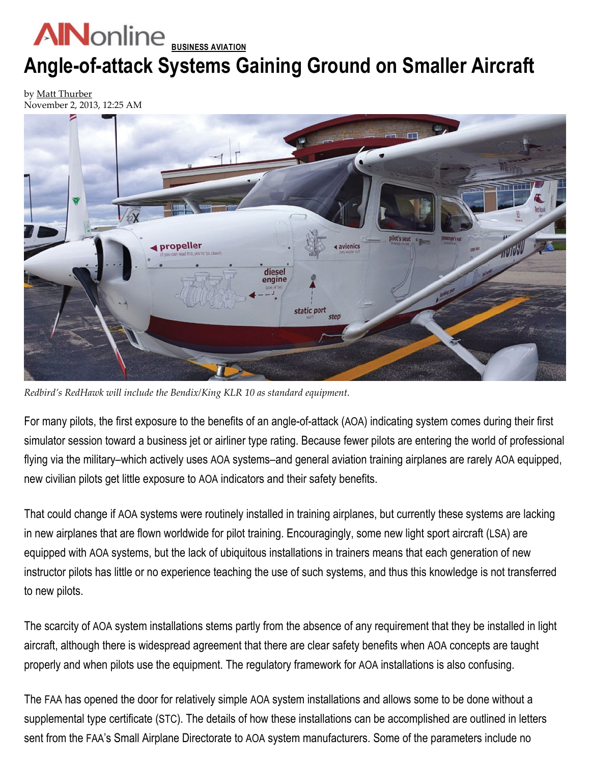AINonline BUSINESS AVIATION

# Angle-of-attack Systems Gaining Ground on Smaller Aircraft

by Matt Thurber
November 2, 2013, 12:25 AM

*Redbird's RedHawk will include the Bendix/King KLR 10 as standard equipment.*

For many pilots, the first exposure to the benefits of an angle-of-attack (AOA) indicating system comes during their first simulator session toward a business jet or airliner type rating. Because fewer pilots are entering the world of professional flying via the military–which actively uses AOA systems–and general aviation training airplanes are rarely AOA equipped, new civilian pilots get little exposure to AOA indicators and their safety benefits.

That could change if AOA systems were routinely installed in training airplanes, but currently these systems are lacking in new airplanes that are flown worldwide for pilot training. Encouragingly, some new light sport aircraft (LSA) are equipped with AOA systems, but the lack of ubiquitous installations in trainers means that each generation of new instructor pilots has little or no experience teaching the use of such systems, and thus this knowledge is not transferred to new pilots.

The scarcity of AOA system installations stems partly from the absence of any requirement that they be installed in light aircraft, although there is widespread agreement that there are clear safety benefits when AOA concepts are taught properly and when pilots use the equipment. The regulatory framework for AOA installations is also confusing.

The FAA has opened the door for relatively simple AOA system installations and allows some to be done without a supplemental type certificate (STC). The details of how these installations can be accomplished are outlined in letters sent from the FAA's Small Airplane Directorate to AOA system manufacturers. Some of the parameters include no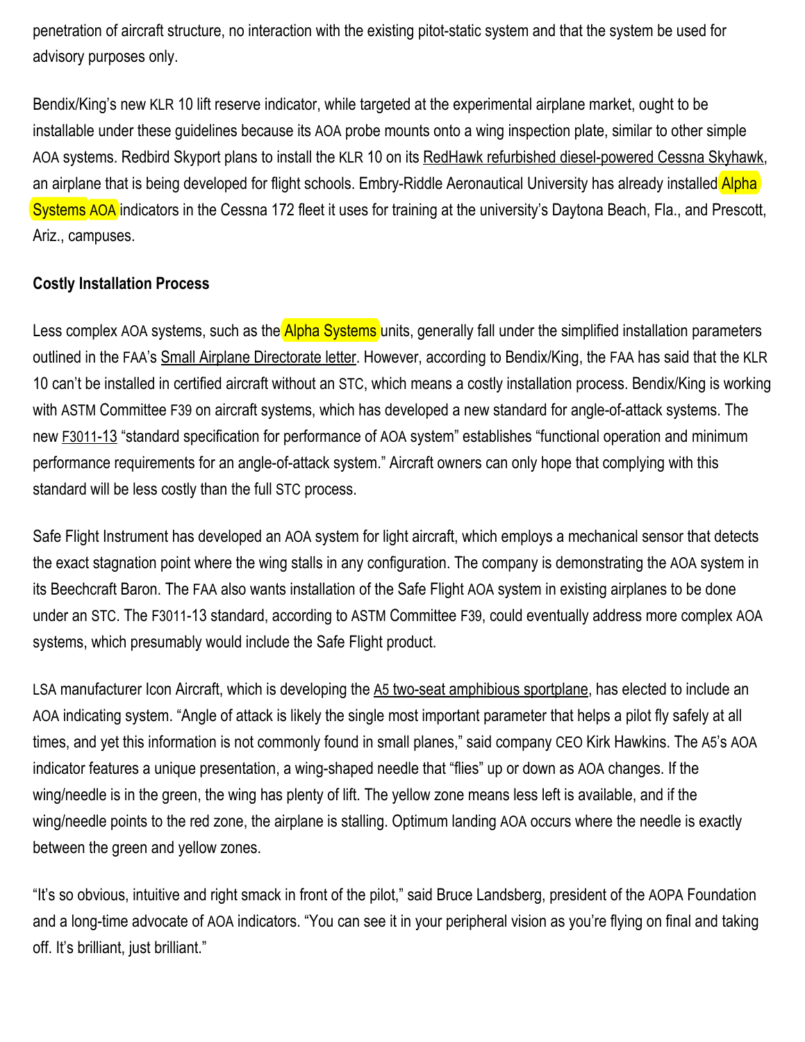penetration of aircraft structure, no interaction with the existing pitot-static system and that the system be used for advisory purposes only.

Bendix/King's new KLR 10 lift reserve indicator, while targeted at the experimental airplane market, ought to be installable under these guidelines because its AOA probe mounts onto a wing inspection plate, similar to other simple AOA systems. Redbird Skyport plans to install the KLR 10 on its RedHawk refurbished diesel-powered Cessna Skyhawk, an airplane that is being developed for flight schools. Embry-Riddle Aeronautical University has already installed Alpha Systems AOA indicators in the Cessna 172 fleet it uses for training at the university's Daytona Beach, Fla., and Prescott, Ariz., campuses.

**Costly Installation Process**

Less complex AOA systems, such as the Alpha Systems units, generally fall under the simplified installation parameters outlined in the FAA's Small Airplane Directorate letter. However, according to Bendix/King, the FAA has said that the KLR 10 can't be installed in certified aircraft without an STC, which means a costly installation process. Bendix/King is working with ASTM Committee F39 on aircraft systems, which has developed a new standard for angle-of-attack systems. The new F3011-13 "standard specification for performance of AOA system" establishes "functional operation and minimum performance requirements for an angle-of-attack system." Aircraft owners can only hope that complying with this standard will be less costly than the full STC process.

Safe Flight Instrument has developed an AOA system for light aircraft, which employs a mechanical sensor that detects the exact stagnation point where the wing stalls in any configuration. The company is demonstrating the AOA system in its Beechcraft Baron. The FAA also wants installation of the Safe Flight AOA system in existing airplanes to be done under an STC. The F3011-13 standard, according to ASTM Committee F39, could eventually address more complex AOA systems, which presumably would include the Safe Flight product.

LSA manufacturer Icon Aircraft, which is developing the A5 two-seat amphibious sportplane, has elected to include an AOA indicating system. "Angle of attack is likely the single most important parameter that helps a pilot fly safely at all times, and yet this information is not commonly found in small planes," said company CEO Kirk Hawkins. The A5's AOA indicator features a unique presentation, a wing-shaped needle that "flies" up or down as AOA changes. If the wing/needle is in the green, the wing has plenty of lift. The yellow zone means less left is available, and if the wing/needle points to the red zone, the airplane is stalling. Optimum landing AOA occurs where the needle is exactly between the green and yellow zones.

"It's so obvious, intuitive and right smack in front of the pilot," said Bruce Landsberg, president of the AOPA Foundation and a long-time advocate of AOA indicators. "You can see it in your peripheral vision as you're flying on final and taking off. It's brilliant, just brilliant."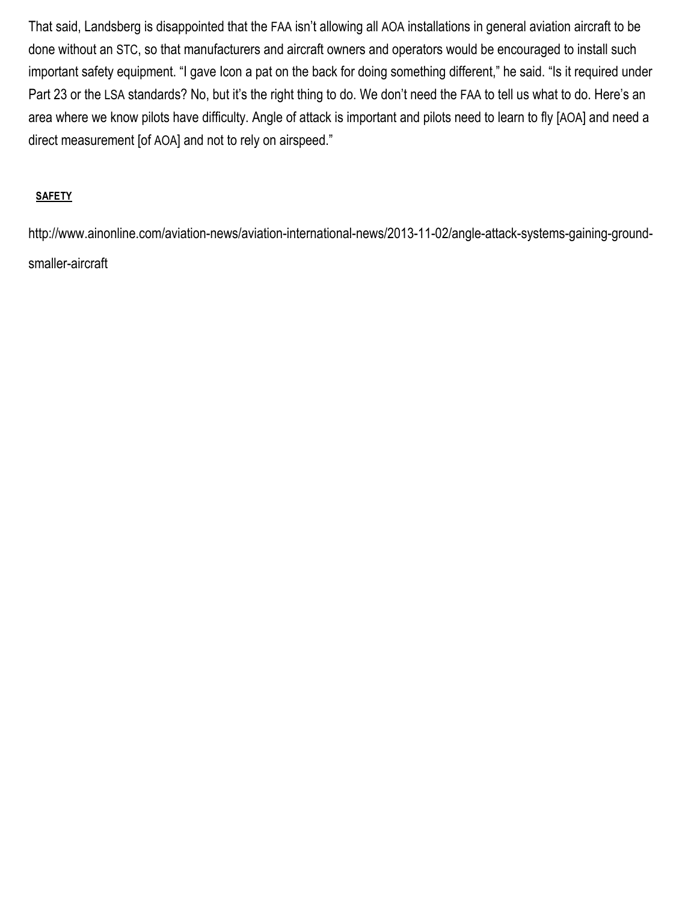That said, Landsberg is disappointed that the FAA isn't allowing all AOA installations in general aviation aircraft to be done without an STC, so that manufacturers and aircraft owners and operators would be encouraged to install such important safety equipment. "I gave Icon a pat on the back for doing something different," he said. "Is it required under Part 23 or the LSA standards? No, but it's the right thing to do. We don't need the FAA to tell us what to do. Here's an area where we know pilots have difficulty. Angle of attack is important and pilots need to learn to fly [AOA] and need a direct measurement [of AOA] and not to rely on airspeed."

**SAFETY**

http://www.ainonline.com/aviation-news/aviation-international-news/2013-11-02/angle-attack-systems-gaining-ground-smaller-aircraft